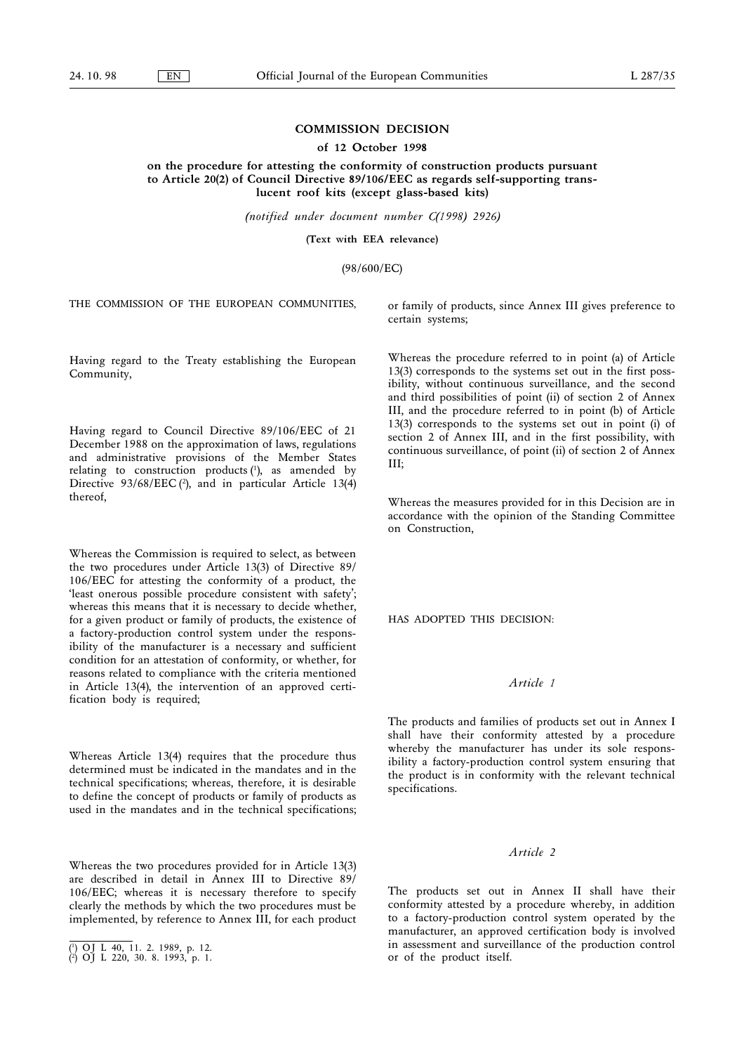# COMMISSION DECISION

## of 12 October 1998

## on the procedure for attesting the conformity of construction products pursuant to Article 20(2) of Council Directive 89/106/EEC as regards self-supporting translucent roof kits (except glass-based kits)

*(notified under document number C(1998) 2926)*

**(Text with EEA relevance)**

(98/600/EC)

THE COMMISSION OF THE EUROPEAN COMMUNITIES,

Having regard to the Treaty establishing the European Community,

Having regard to Council Directive 89/106/EEC of 21 December 1988 on the approximation of laws, regulations and administrative provisions of the Member States relating to construction products [1], as amended by Directive 93/68/EEC [2], and in particular Article 13(4) thereof,

Whereas the Commission is required to select, as between the two procedures under Article 13(3) of Directive 89/106/EEC for attesting the conformity of a product, the 'least onerous possible procedure consistent with safety'; whereas this means that it is necessary to decide whether, for a given product or family of products, the existence of a factory-production control system under the responsibility of the manufacturer is a necessary and sufficient condition for an attestation of conformity, or whether, for reasons related to compliance with the criteria mentioned in Article 13(4), the intervention of an approved certification body is required;

Whereas Article 13(4) requires that the procedure thus determined must be indicated in the mandates and in the technical specifications; whereas, therefore, it is desirable to define the concept of products or family of products as used in the mandates and in the technical specifications;

Whereas the two procedures provided for in Article 13(3) are described in detail in Annex III to Directive 89/106/EEC; whereas it is necessary therefore to specify clearly the methods by which the two procedures must be implemented, by reference to Annex III, for each product or family of products, since Annex III gives preference to certain systems;

Whereas the procedure referred to in point (a) of Article 13(3) corresponds to the systems set out in the first possibility, without continuous surveillance, and the second and third possibilities of point (ii) of section 2 of Annex III, and the procedure referred to in point (b) of Article 13(3) corresponds to the systems set out in point (i) of section 2 of Annex III, and in the first possibility, with continuous surveillance, of point (ii) of section 2 of Annex III;

Whereas the measures provided for in this Decision are in accordance with the opinion of the Standing Committee on Construction,

HAS ADOPTED THIS DECISION:

*Article 1*

The products and families of products set out in Annex I shall have their conformity attested by a procedure whereby the manufacturer has under its sole responsibility a factory-production control system ensuring that the product is in conformity with the relevant technical specifications.

*Article 2*

The products set out in Annex II shall have their conformity attested by a procedure whereby, in addition to a factory-production control system operated by the manufacturer, an approved certification body is involved in assessment and surveillance of the production control or of the product itself.

---

[1] OJ L 40, 11. 2. 1989, p. 12.

[2] OJ L 220, 30. 8. 1993, p. 1.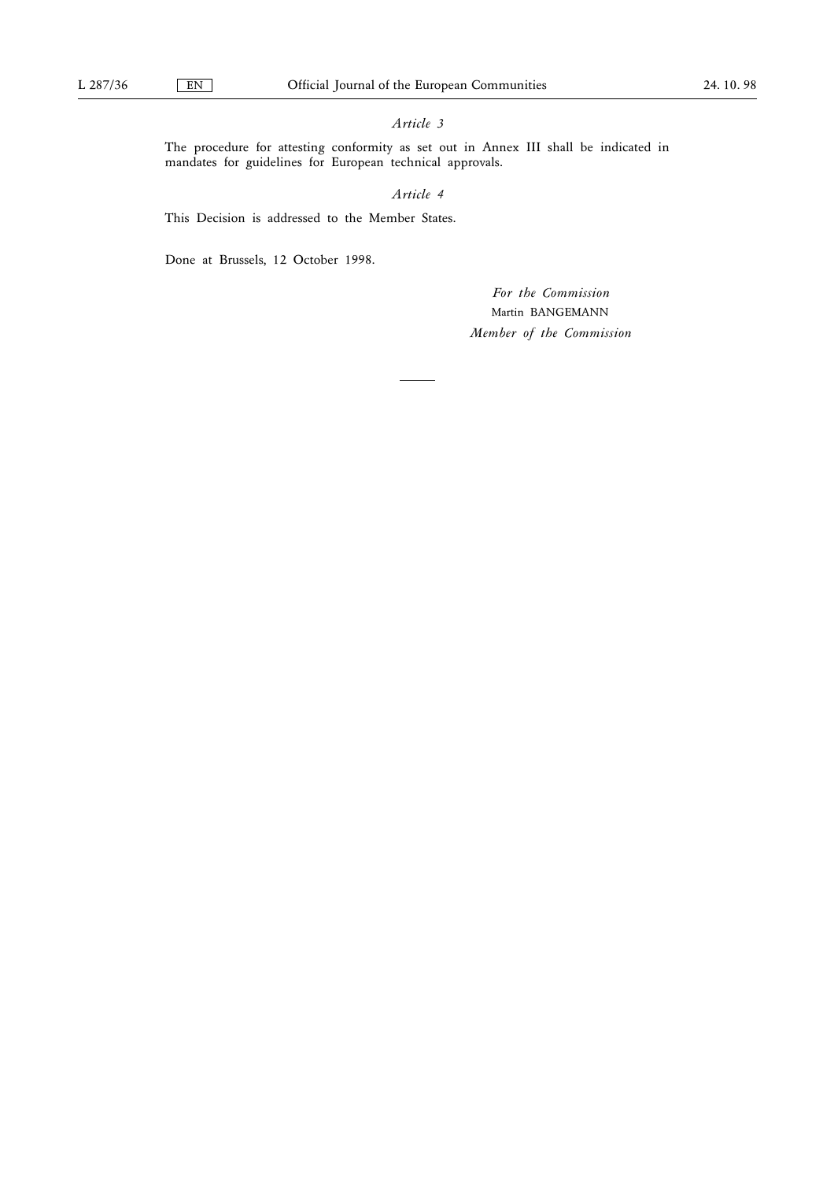*Article 3*

The procedure for attesting conformity as set out in Annex III shall be indicated in mandates for guidelines for European technical approvals.

*Article 4*

This Decision is addressed to the Member States.

Done at Brussels, 12 October 1998.

*For the Commission*

Martin BANGEMANN

*Member of the Commission*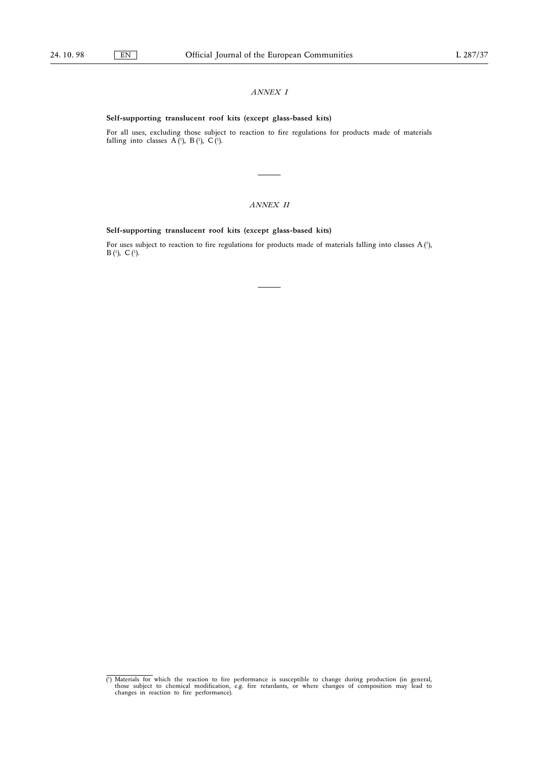*ANNEX I*

**Self-supporting translucent roof kits (except glass-based kits)**

For all uses, excluding those subject to reaction to fire regulations for products made of materials falling into classes A [1], B [1], C [1].

---

*ANNEX II*

**Self-supporting translucent roof kits (except glass-based kits)**

For uses subject to reaction to fire regulations for products made of materials falling into classes A [1], B [1], C [1].

---

[1] Materials for which the reaction to fire performance is susceptible to change during production (in general, those subject to chemical modification, e.g. fire retardants, or where changes of composition may lead to changes in reaction to fire performance).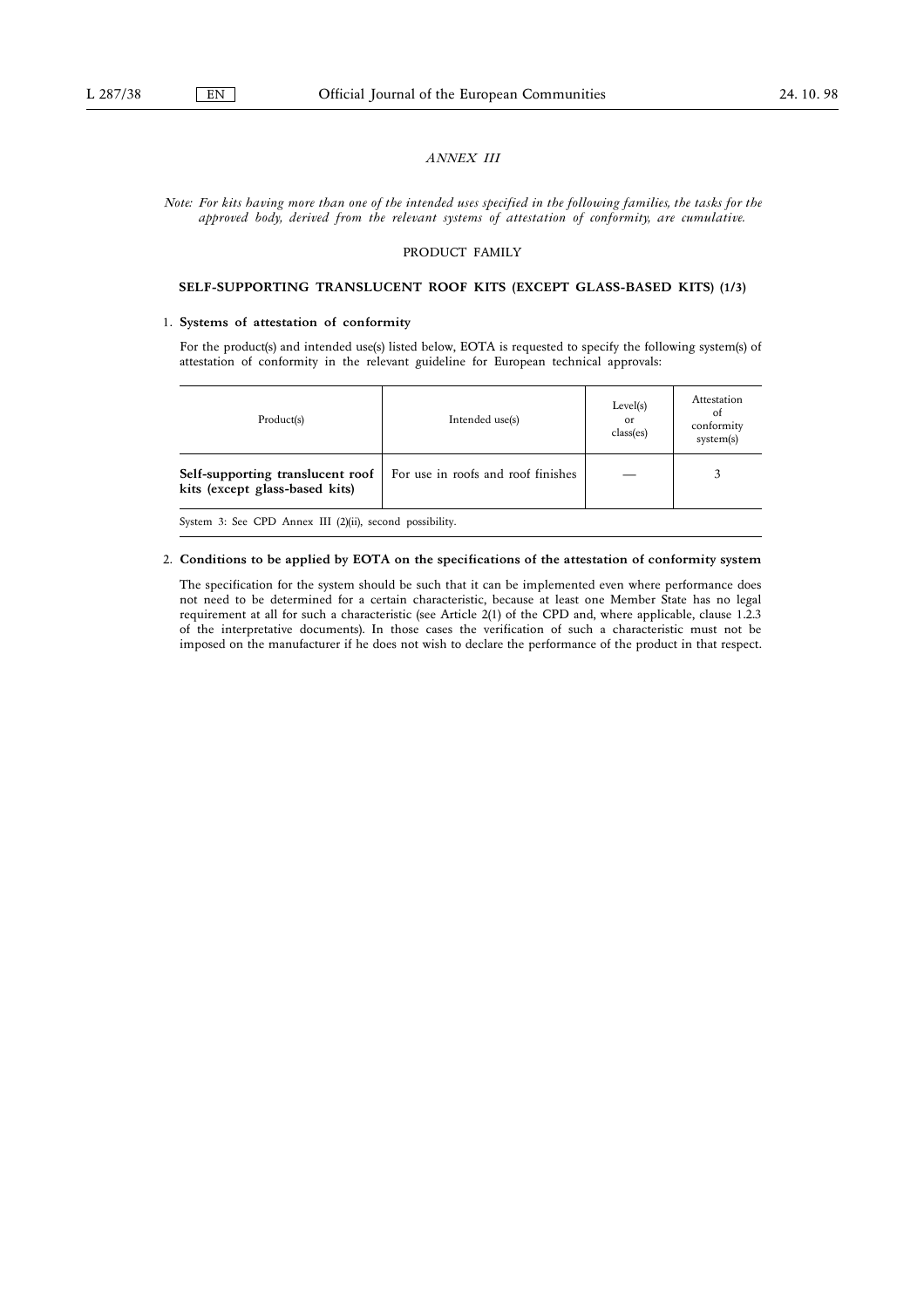*ANNEX III*

*Note: For kits having more than one of the intended uses specified in the following families, the tasks for the approved body, derived from the relevant systems of attestation of conformity, are cumulative.*

PRODUCT FAMILY

**SELF-SUPPORTING TRANSLUCENT ROOF KITS (EXCEPT GLASS-BASED KITS) (1/3)**

1. **Systems of attestation of conformity**

For the product(s) and intended use(s) listed below, EOTA is requested to specify the following system(s) of attestation of conformity in the relevant guideline for European technical approvals:

| Product(s) | Intended use(s) | Level(s) or class(es) | Attestation of conformity system(s) |
|---|---|---|---|
| **Self-supporting translucent roof kits (except glass-based kits)** | For use in roofs and roof finishes | — | 3 |

System 3: See CPD Annex III (2)(ii), second possibility.

2. **Conditions to be applied by EOTA on the specifications of the attestation of conformity system**

The specification for the system should be such that it can be implemented even where performance does not need to be determined for a certain characteristic, because at least one Member State has no legal requirement at all for such a characteristic (see Article 2(1) of the CPD and, where applicable, clause 1.2.3 of the interpretative documents). In those cases the verification of such a characteristic must not be imposed on the manufacturer if he does not wish to declare the performance of the product in that respect.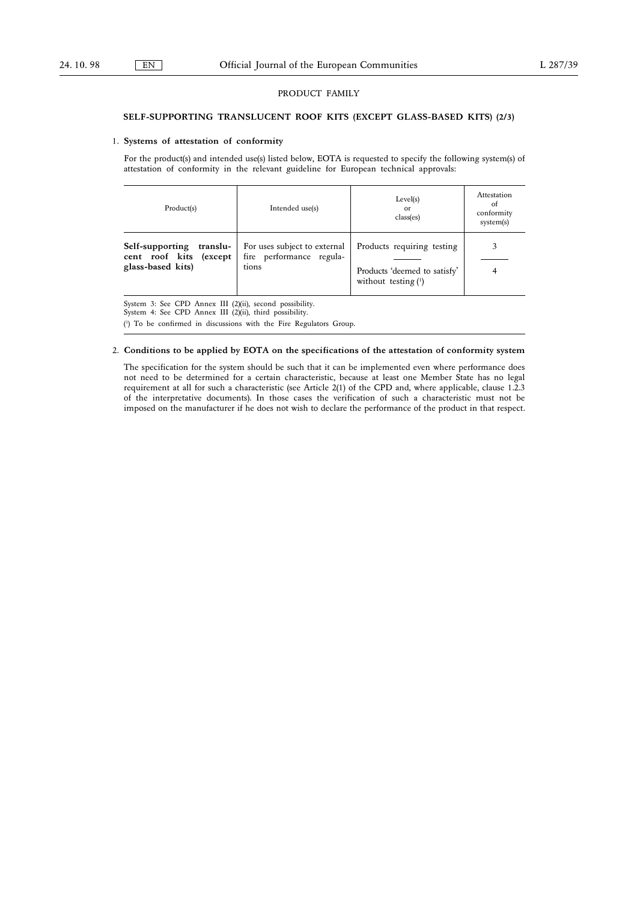PRODUCT FAMILY

**SELF-SUPPORTING TRANSLUCENT ROOF KITS (EXCEPT GLASS-BASED KITS) (2/3)**

1. **Systems of attestation of conformity**

For the product(s) and intended use(s) listed below, EOTA is requested to specify the following system(s) of attestation of conformity in the relevant guideline for European technical approvals:

| Product(s) | Intended use(s) | Level(s) or class(es) | Attestation of conformity system(s) |
|---|---|---|---|
| **Self-supporting translucent roof kits (except glass-based kits)** | For uses subject to external fire performance regulations | Products requiring testing | 3 |
| | | Products 'deemed to satisfy' without testing [1] | 4 |

System 3: See CPD Annex III (2)(ii), second possibility.
System 4: See CPD Annex III (2)(ii), third possibility.

[1] To be confirmed in discussions with the Fire Regulators Group.

2. **Conditions to be applied by EOTA on the specifications of the attestation of conformity system**

The specification for the system should be such that it can be implemented even where performance does not need to be determined for a certain characteristic, because at least one Member State has no legal requirement at all for such a characteristic (see Article 2(1) of the CPD and, where applicable, clause 1.2.3 of the interpretative documents). In those cases the verification of such a characteristic must not be imposed on the manufacturer if he does not wish to declare the performance of the product in that respect.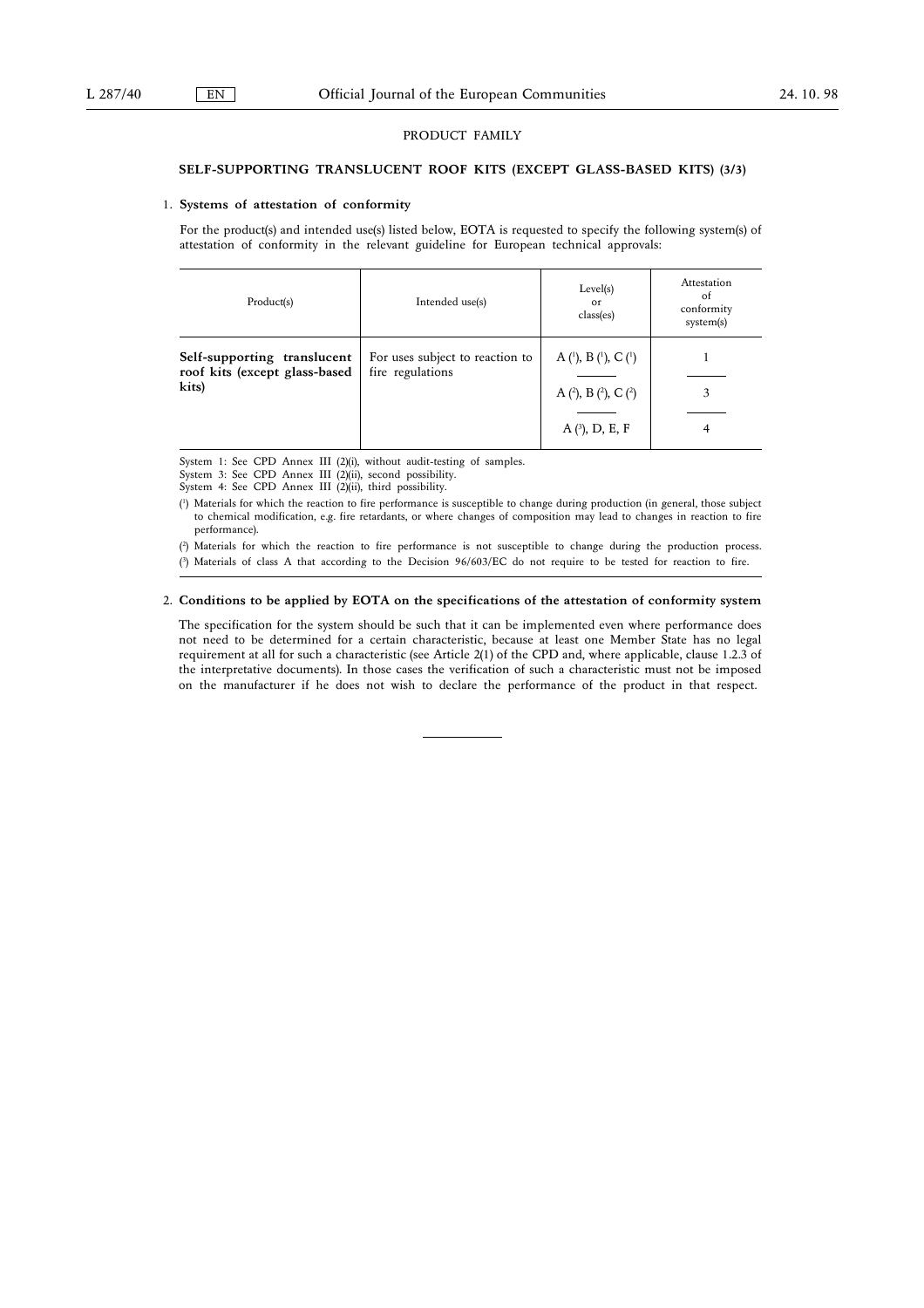PRODUCT FAMILY

## SELF-SUPPORTING TRANSLUCENT ROOF KITS (EXCEPT GLASS-BASED KITS) (3/3)

1. **Systems of attestation of conformity**

For the product(s) and intended use(s) listed below, EOTA is requested to specify the following system(s) of attestation of conformity in the relevant guideline for European technical approvals:

| Product(s) | Intended use(s) | Level(s) or class(es) | Attestation of conformity system(s) |
|---|---|---|---|
| **Self-supporting translucent roof kits (except glass-based kits)** | For uses subject to reaction to fire regulations | A ([1]), B ([1]), C ([1]) | 1 |
| | | A ([2]), B ([2]), C ([2]) | 3 |
| | | A ([3]), D, E, F | 4 |

System 1: See CPD Annex III (2)(i), without audit-testing of samples.
System 3: See CPD Annex III (2)(ii), second possibility.
System 4: See CPD Annex III (2)(ii), third possibility.

([1]) Materials for which the reaction to fire performance is susceptible to change during production (in general, those subject to chemical modification, e.g. fire retardants, or where changes of composition may lead to changes in reaction to fire performance).

([2]) Materials for which the reaction to fire performance is not susceptible to change during the production process.

([3]) Materials of class A that according to the Decision 96/603/EC do not require to be tested for reaction to fire.

2. **Conditions to be applied by EOTA on the specifications of the attestation of conformity system**

The specification for the system should be such that it can be implemented even where performance does not need to be determined for a certain characteristic, because at least one Member State has no legal requirement at all for such a characteristic (see Article 2(1) of the CPD and, where applicable, clause 1.2.3 of the interpretative documents). In those cases the verification of such a characteristic must not be imposed on the manufacturer if he does not wish to declare the performance of the product in that respect.